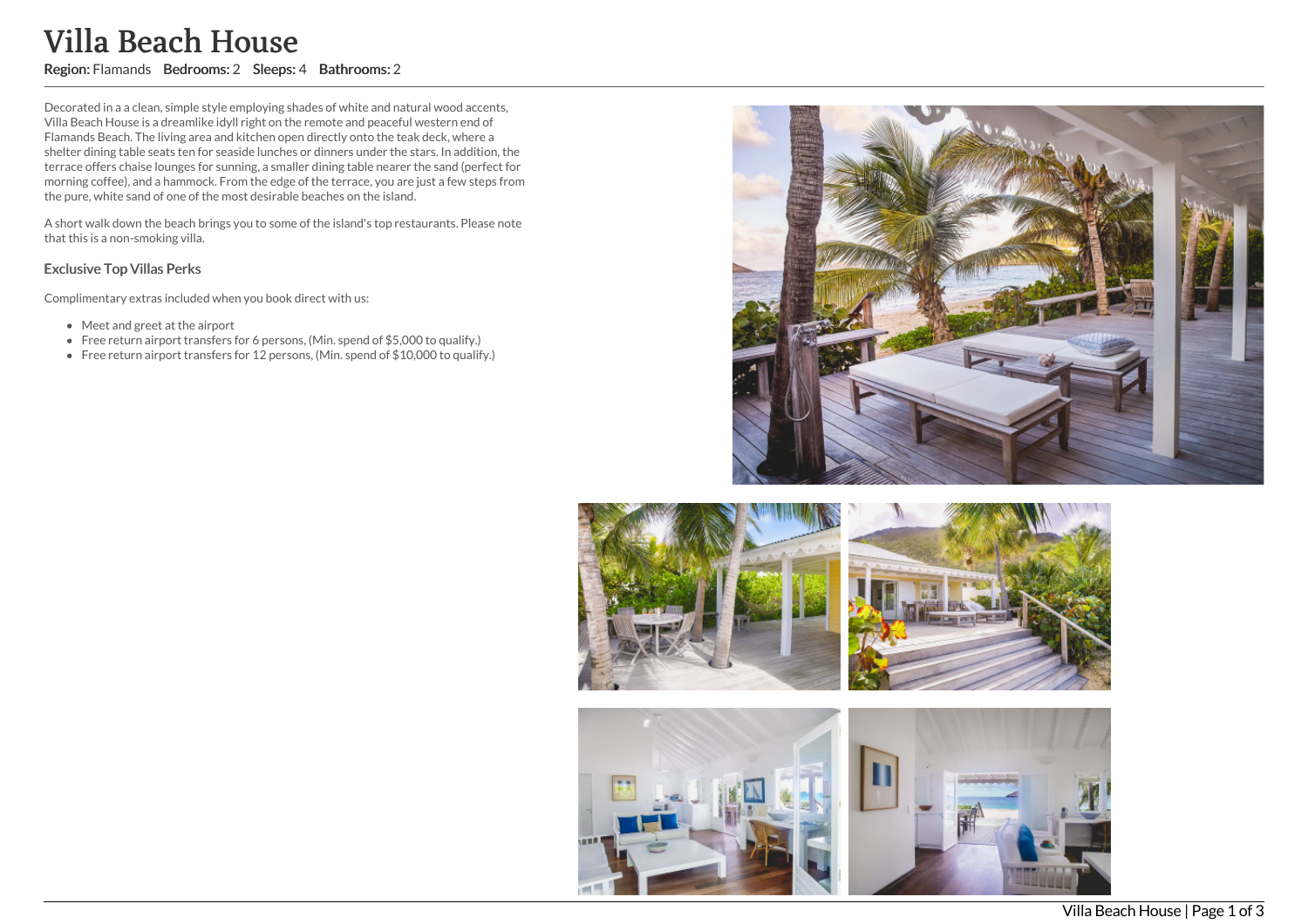# Villa Beach House

**Region:** Flamands **Bedrooms:** 2 **Sleeps:** 4 **Bathrooms:** 2

Decorated in a a clean, simple style employing shades of white and natural wood accents, Villa Beach House is a dreamlike idyll right on the remote and peaceful western end of Flamands Beach. The living area and kitchen open directly onto the teak deck, where a shelter dining table seats ten for seaside lunches or dinners under the stars. In addition, the terrace offers chaise lounges for sunning, a smaller dining table nearer the sand (perfect for morning coffee), and a hammock. From the edge of the terrace, you are just a few steps from the pure, white sand of one of the most desirable beaches on the island.

A short walk down the beach brings you to some of the island's top restaurants. Please note that this is a non-smoking villa.

### Exclusive Top Villas Perks

Complimentary extras included when you book direct with us:

- Meet and greet at the airport
- Free return airport transfers for 6 persons, (Min. spend of $5,000 to qualify.)
- Free return airport transfers for 12 persons, (Min. spend of $10,000 to qualify.)